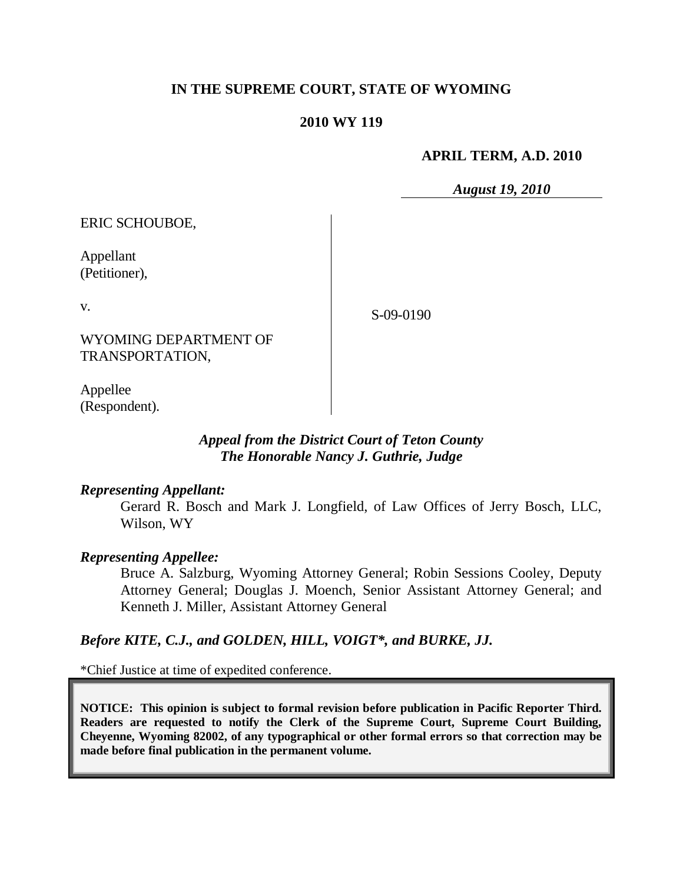**IN THE SUPREME COURT, STATE OF WYOMING**

**2010 WY 119**

**APRIL TERM, A.D. 2010**

*August 19, 2010*

ERIC SCHOUBOE,

Appellant
(Petitioner),

v.

WYOMING DEPARTMENT OF TRANSPORTATION,

Appellee
(Respondent).

S-09-0190

*Appeal from the District Court of Teton County*
*The Honorable Nancy J. Guthrie, Judge*

***Representing Appellant:***

Gerard R. Bosch and Mark J. Longfield, of Law Offices of Jerry Bosch, LLC, Wilson, WY

***Representing Appellee:***

Bruce A. Salzburg, Wyoming Attorney General; Robin Sessions Cooley, Deputy Attorney General; Douglas J. Moench, Senior Assistant Attorney General; and Kenneth J. Miller, Assistant Attorney General

***Before KITE, C.J., and GOLDEN, HILL, VOIGT\*, and BURKE, JJ.***

\*Chief Justice at time of expedited conference.

**NOTICE: This opinion is subject to formal revision before publication in Pacific Reporter Third. Readers are requested to notify the Clerk of the Supreme Court, Supreme Court Building, Cheyenne, Wyoming 82002, of any typographical or other formal errors so that correction may be made before final publication in the permanent volume.**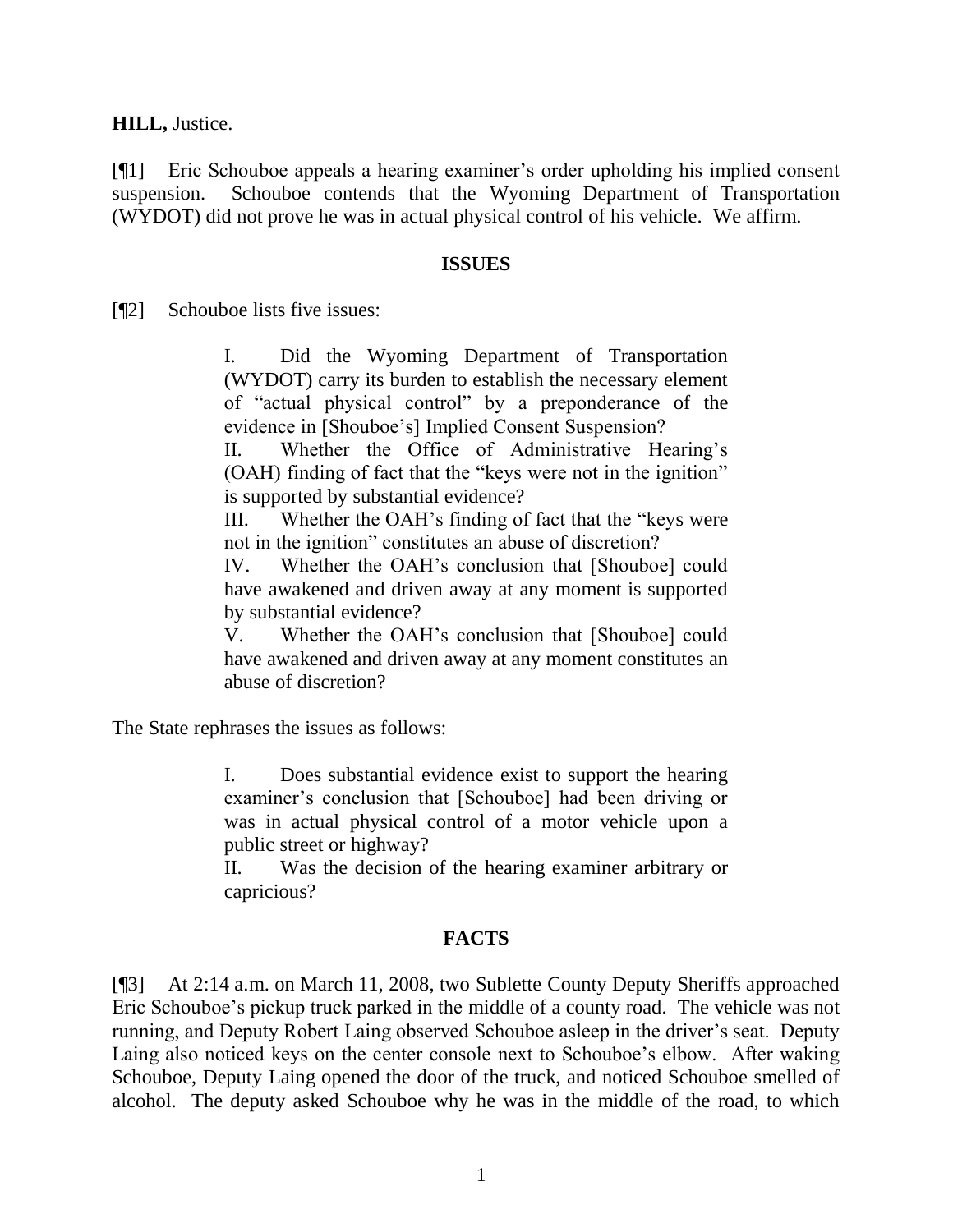**HILL,** Justice.

[¶1] Eric Schouboe appeals a hearing examiner's order upholding his implied consent suspension. Schouboe contends that the Wyoming Department of Transportation (WYDOT) did not prove he was in actual physical control of his vehicle. We affirm.

## ISSUES

[¶2] Schouboe lists five issues:

> I. Did the Wyoming Department of Transportation (WYDOT) carry its burden to establish the necessary element of "actual physical control" by a preponderance of the evidence in [Shouboe's] Implied Consent Suspension?
>
> II. Whether the Office of Administrative Hearing's (OAH) finding of fact that the "keys were not in the ignition" is supported by substantial evidence?
>
> III. Whether the OAH's finding of fact that the "keys were not in the ignition" constitutes an abuse of discretion?
>
> IV. Whether the OAH's conclusion that [Shouboe] could have awakened and driven away at any moment is supported by substantial evidence?
>
> V. Whether the OAH's conclusion that [Shouboe] could have awakened and driven away at any moment constitutes an abuse of discretion?

The State rephrases the issues as follows:

> I. Does substantial evidence exist to support the hearing examiner's conclusion that [Schouboe] had been driving or was in actual physical control of a motor vehicle upon a public street or highway?
>
> II. Was the decision of the hearing examiner arbitrary or capricious?

## FACTS

[¶3] At 2:14 a.m. on March 11, 2008, two Sublette County Deputy Sheriffs approached Eric Schouboe's pickup truck parked in the middle of a county road. The vehicle was not running, and Deputy Robert Laing observed Schouboe asleep in the driver's seat. Deputy Laing also noticed keys on the center console next to Schouboe's elbow. After waking Schouboe, Deputy Laing opened the door of the truck, and noticed Schouboe smelled of alcohol. The deputy asked Schouboe why he was in the middle of the road, to which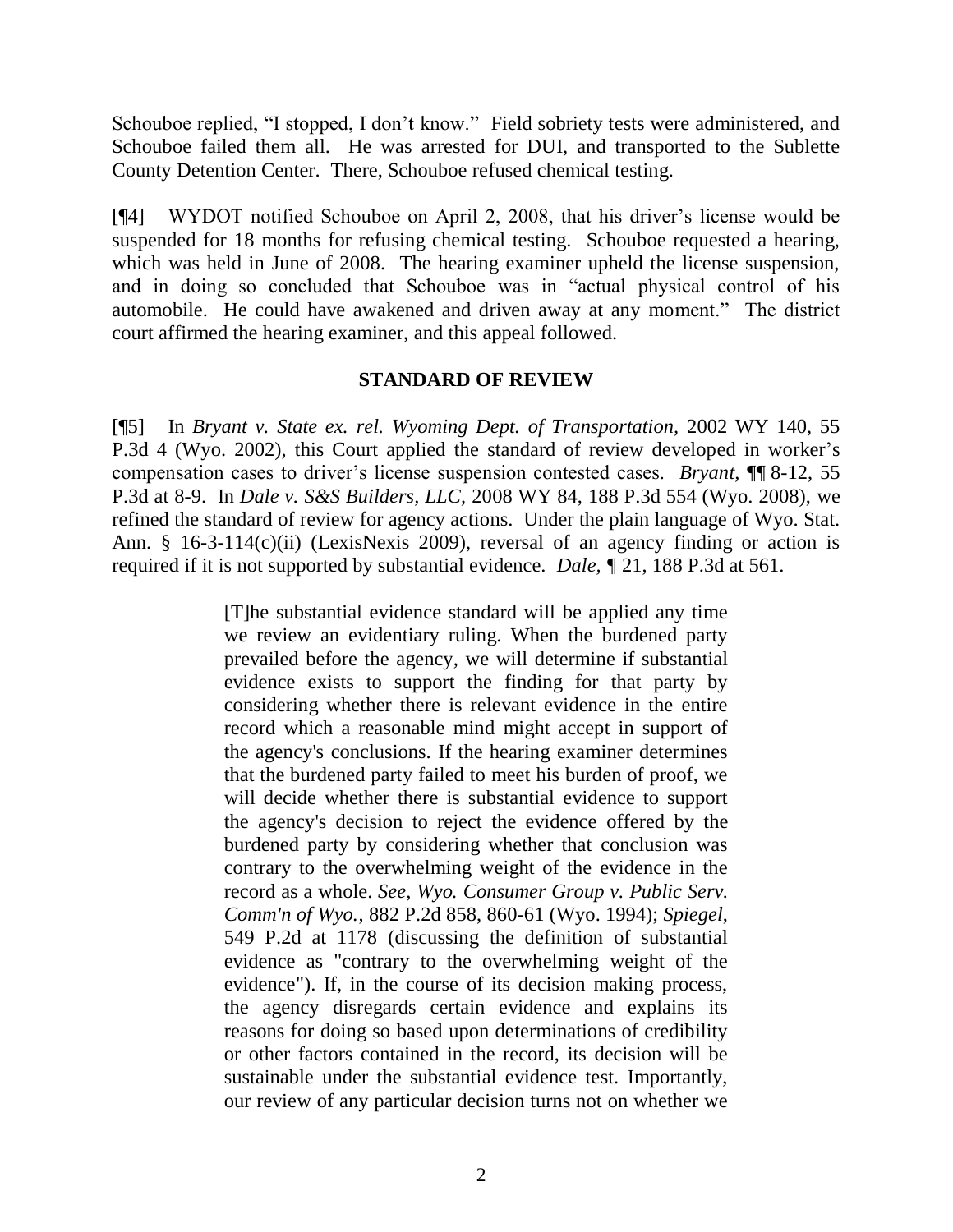Schouboe replied, "I stopped, I don't know." Field sobriety tests were administered, and Schouboe failed them all. He was arrested for DUI, and transported to the Sublette County Detention Center. There, Schouboe refused chemical testing.

[¶4] WYDOT notified Schouboe on April 2, 2008, that his driver's license would be suspended for 18 months for refusing chemical testing. Schouboe requested a hearing, which was held in June of 2008. The hearing examiner upheld the license suspension, and in doing so concluded that Schouboe was in "actual physical control of his automobile. He could have awakened and driven away at any moment." The district court affirmed the hearing examiner, and this appeal followed.

## STANDARD OF REVIEW

[¶5] In *Bryant v. State ex. rel. Wyoming Dept. of Transportation*, 2002 WY 140, 55 P.3d 4 (Wyo. 2002), this Court applied the standard of review developed in worker's compensation cases to driver's license suspension contested cases. *Bryant*, ¶¶ 8-12, 55 P.3d at 8-9. In *Dale v. S&S Builders, LLC*, 2008 WY 84, 188 P.3d 554 (Wyo. 2008), we refined the standard of review for agency actions. Under the plain language of Wyo. Stat. Ann. § 16-3-114(c)(ii) (LexisNexis 2009), reversal of an agency finding or action is required if it is not supported by substantial evidence. *Dale*, ¶ 21, 188 P.3d at 561.

> [T]he substantial evidence standard will be applied any time we review an evidentiary ruling. When the burdened party prevailed before the agency, we will determine if substantial evidence exists to support the finding for that party by considering whether there is relevant evidence in the entire record which a reasonable mind might accept in support of the agency's conclusions. If the hearing examiner determines that the burdened party failed to meet his burden of proof, we will decide whether there is substantial evidence to support the agency's decision to reject the evidence offered by the burdened party by considering whether that conclusion was contrary to the overwhelming weight of the evidence in the record as a whole. *See*, *Wyo. Consumer Group v. Public Serv. Comm'n of Wyo.*, 882 P.2d 858, 860-61 (Wyo. 1994); *Spiegel*, 549 P.2d at 1178 (discussing the definition of substantial evidence as "contrary to the overwhelming weight of the evidence"). If, in the course of its decision making process, the agency disregards certain evidence and explains its reasons for doing so based upon determinations of credibility or other factors contained in the record, its decision will be sustainable under the substantial evidence test. Importantly, our review of any particular decision turns not on whether we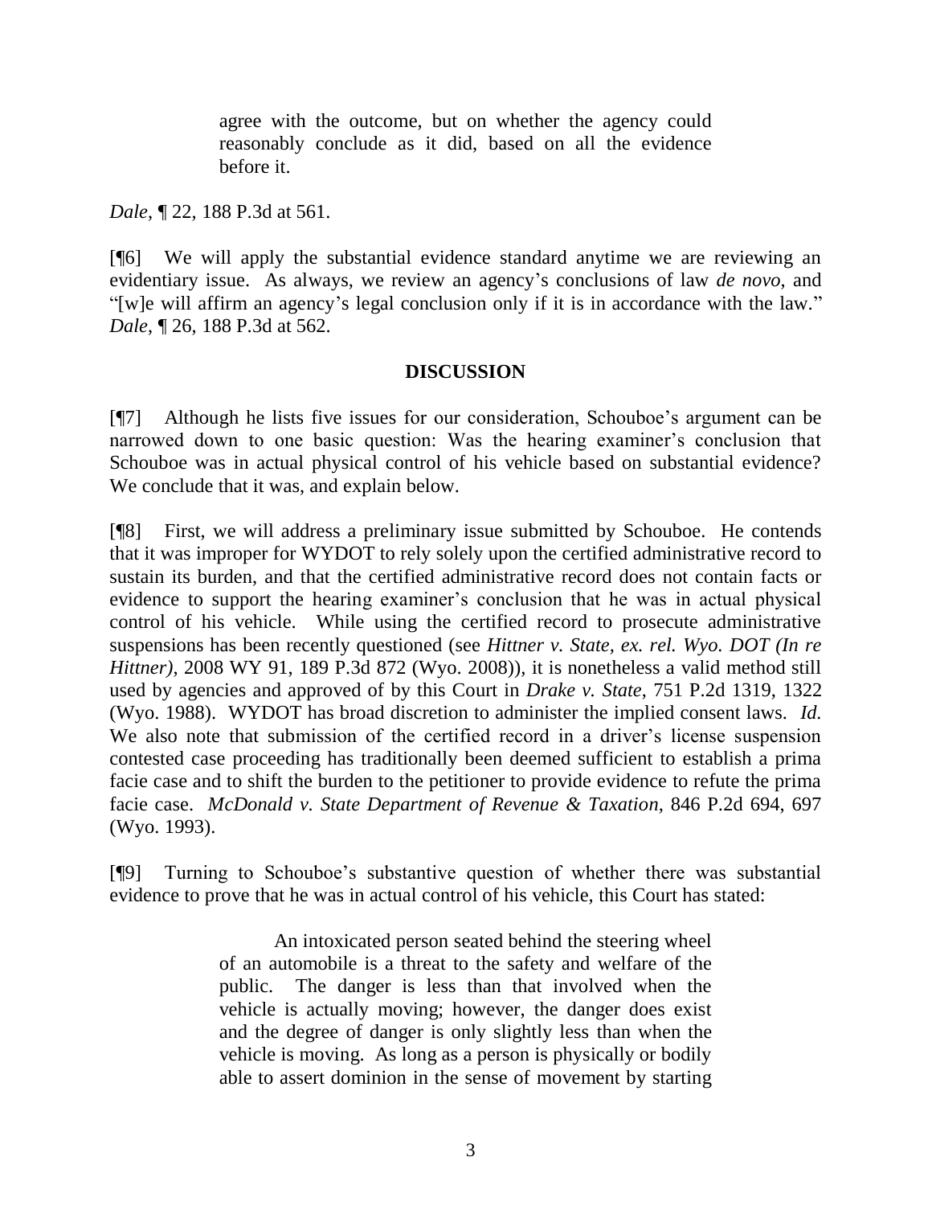> agree with the outcome, but on whether the agency could reasonably conclude as it did, based on all the evidence before it.

*Dale*, ¶ 22, 188 P.3d at 561.

[¶6] We will apply the substantial evidence standard anytime we are reviewing an evidentiary issue. As always, we review an agency's conclusions of law *de novo*, and "[w]e will affirm an agency's legal conclusion only if it is in accordance with the law." *Dale*, ¶ 26, 188 P.3d at 562.

## DISCUSSION

[¶7] Although he lists five issues for our consideration, Schouboe's argument can be narrowed down to one basic question: Was the hearing examiner's conclusion that Schouboe was in actual physical control of his vehicle based on substantial evidence? We conclude that it was, and explain below.

[¶8] First, we will address a preliminary issue submitted by Schouboe. He contends that it was improper for WYDOT to rely solely upon the certified administrative record to sustain its burden, and that the certified administrative record does not contain facts or evidence to support the hearing examiner's conclusion that he was in actual physical control of his vehicle. While using the certified record to prosecute administrative suspensions has been recently questioned (see *Hittner v. State, ex. rel. Wyo. DOT (In re Hittner)*, 2008 WY 91, 189 P.3d 872 (Wyo. 2008)), it is nonetheless a valid method still used by agencies and approved of by this Court in *Drake v. State*, 751 P.2d 1319, 1322 (Wyo. 1988). WYDOT has broad discretion to administer the implied consent laws. *Id.* We also note that submission of the certified record in a driver's license suspension contested case proceeding has traditionally been deemed sufficient to establish a prima facie case and to shift the burden to the petitioner to provide evidence to refute the prima facie case. *McDonald v. State Department of Revenue & Taxation*, 846 P.2d 694, 697 (Wyo. 1993).

[¶9] Turning to Schouboe's substantive question of whether there was substantial evidence to prove that he was in actual control of his vehicle, this Court has stated:

> An intoxicated person seated behind the steering wheel of an automobile is a threat to the safety and welfare of the public. The danger is less than that involved when the vehicle is actually moving; however, the danger does exist and the degree of danger is only slightly less than when the vehicle is moving. As long as a person is physically or bodily able to assert dominion in the sense of movement by starting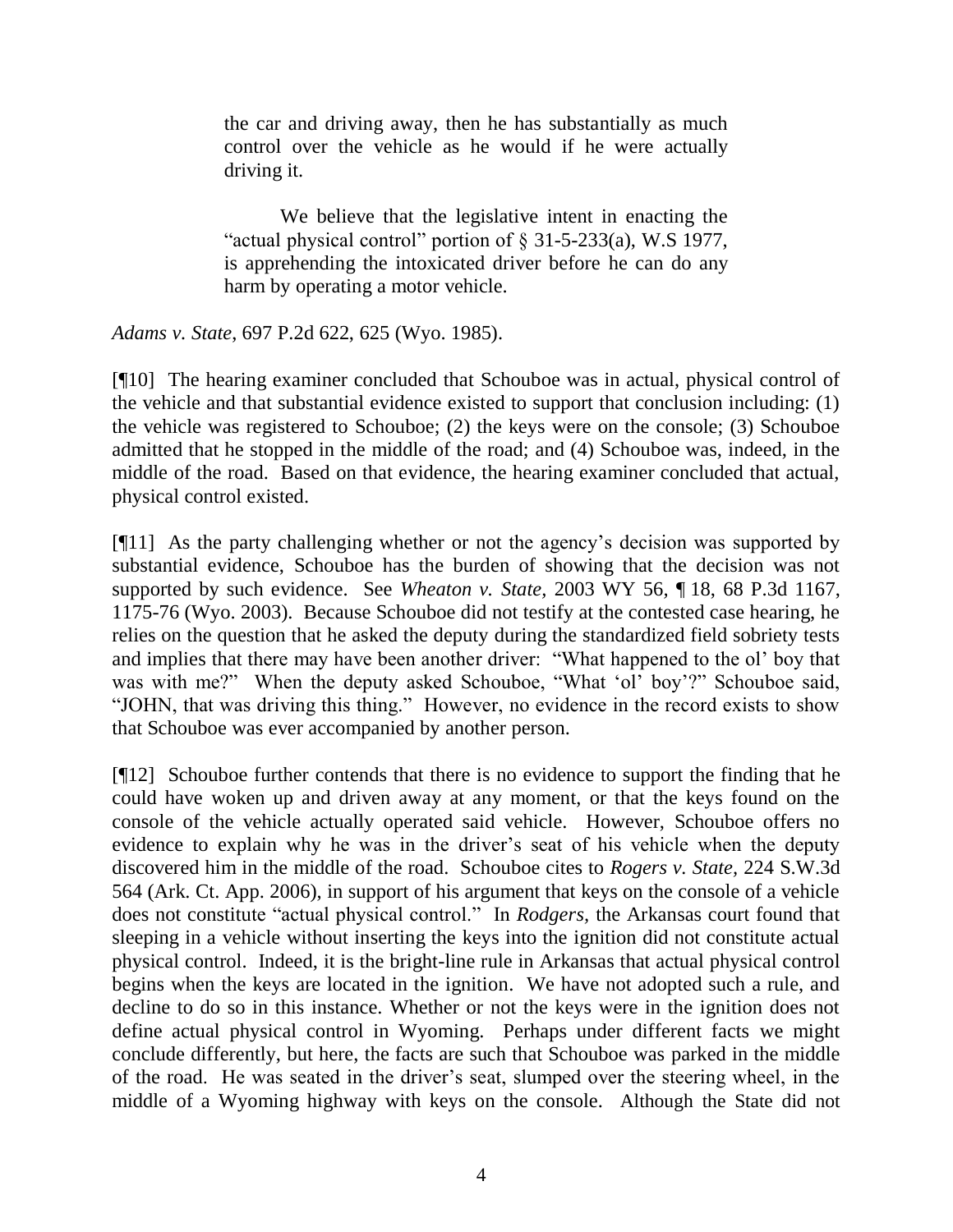> the car and driving away, then he has substantially as much control over the vehicle as he would if he were actually driving it.
>
> We believe that the legislative intent in enacting the "actual physical control" portion of § 31-5-233(a), W.S 1977, is apprehending the intoxicated driver before he can do any harm by operating a motor vehicle.

*Adams v. State*, 697 P.2d 622, 625 (Wyo. 1985).

[¶10] The hearing examiner concluded that Schouboe was in actual, physical control of the vehicle and that substantial evidence existed to support that conclusion including: (1) the vehicle was registered to Schouboe; (2) the keys were on the console; (3) Schouboe admitted that he stopped in the middle of the road; and (4) Schouboe was, indeed, in the middle of the road. Based on that evidence, the hearing examiner concluded that actual, physical control existed.

[¶11] As the party challenging whether or not the agency's decision was supported by substantial evidence, Schouboe has the burden of showing that the decision was not supported by such evidence. See *Wheaton v. State*, 2003 WY 56, ¶ 18, 68 P.3d 1167, 1175-76 (Wyo. 2003). Because Schouboe did not testify at the contested case hearing, he relies on the question that he asked the deputy during the standardized field sobriety tests and implies that there may have been another driver: "What happened to the ol' boy that was with me?" When the deputy asked Schouboe, "What 'ol' boy'?" Schouboe said, "JOHN, that was driving this thing." However, no evidence in the record exists to show that Schouboe was ever accompanied by another person.

[¶12] Schouboe further contends that there is no evidence to support the finding that he could have woken up and driven away at any moment, or that the keys found on the console of the vehicle actually operated said vehicle. However, Schouboe offers no evidence to explain why he was in the driver's seat of his vehicle when the deputy discovered him in the middle of the road. Schouboe cites to *Rogers v. State*, 224 S.W.3d 564 (Ark. Ct. App. 2006), in support of his argument that keys on the console of a vehicle does not constitute "actual physical control." In *Rodgers*, the Arkansas court found that sleeping in a vehicle without inserting the keys into the ignition did not constitute actual physical control. Indeed, it is the bright-line rule in Arkansas that actual physical control begins when the keys are located in the ignition. We have not adopted such a rule, and decline to do so in this instance. Whether or not the keys were in the ignition does not define actual physical control in Wyoming. Perhaps under different facts we might conclude differently, but here, the facts are such that Schouboe was parked in the middle of the road. He was seated in the driver's seat, slumped over the steering wheel, in the middle of a Wyoming highway with keys on the console. Although the State did not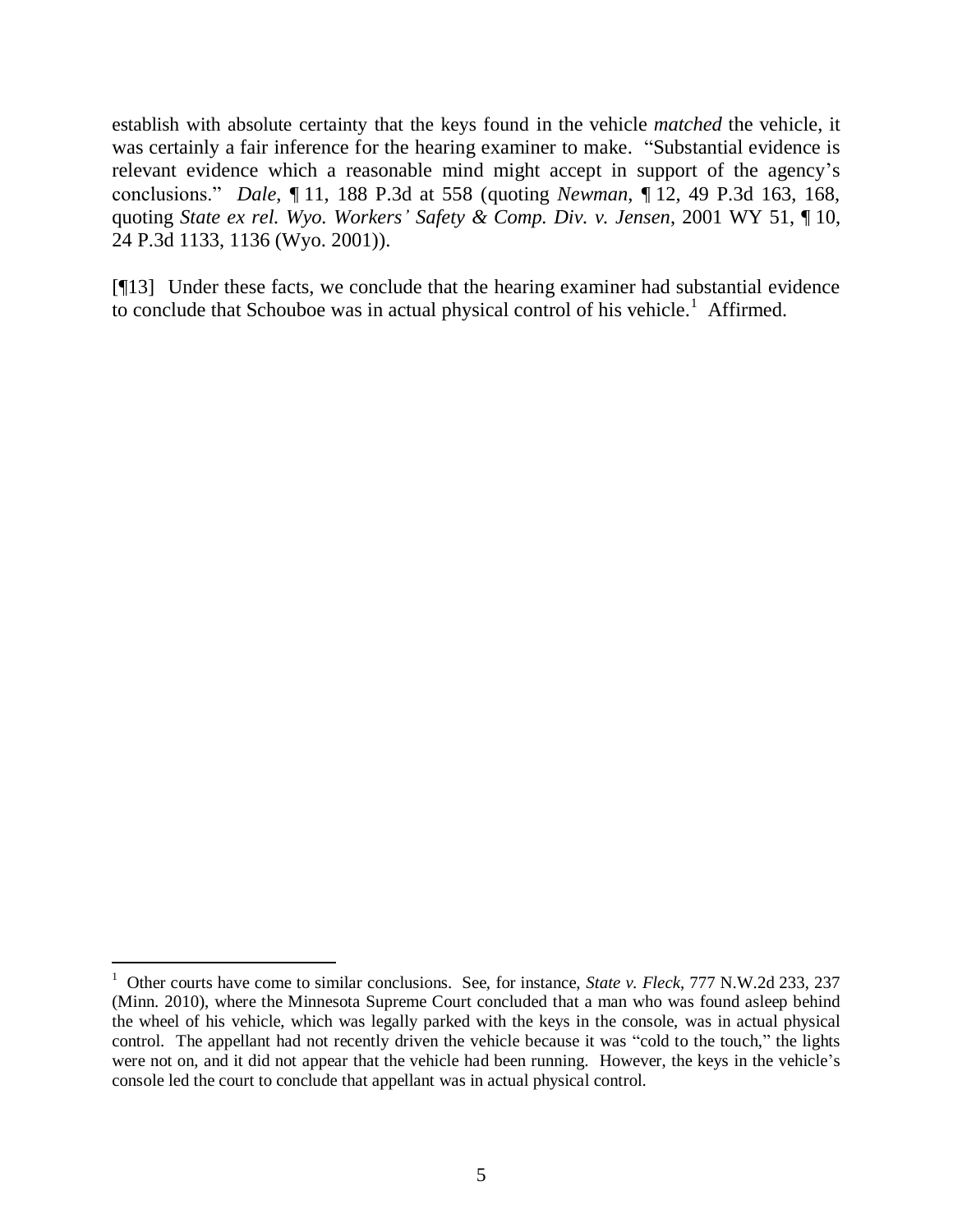establish with absolute certainty that the keys found in the vehicle *matched* the vehicle, it was certainly a fair inference for the hearing examiner to make. "Substantial evidence is relevant evidence which a reasonable mind might accept in support of the agency's conclusions." *Dale*, ¶ 11, 188 P.3d at 558 (quoting *Newman*, ¶ 12, 49 P.3d 163, 168, quoting *State ex rel. Wyo. Workers' Safety & Comp. Div. v. Jensen*, 2001 WY 51, ¶ 10, 24 P.3d 1133, 1136 (Wyo. 2001)).

[¶13] Under these facts, we conclude that the hearing examiner had substantial evidence to conclude that Schouboe was in actual physical control of his vehicle.[1] Affirmed.

---

[1] Other courts have come to similar conclusions. See, for instance, *State v. Fleck*, 777 N.W.2d 233, 237 (Minn. 2010), where the Minnesota Supreme Court concluded that a man who was found asleep behind the wheel of his vehicle, which was legally parked with the keys in the console, was in actual physical control. The appellant had not recently driven the vehicle because it was "cold to the touch," the lights were not on, and it did not appear that the vehicle had been running. However, the keys in the vehicle's console led the court to conclude that appellant was in actual physical control.